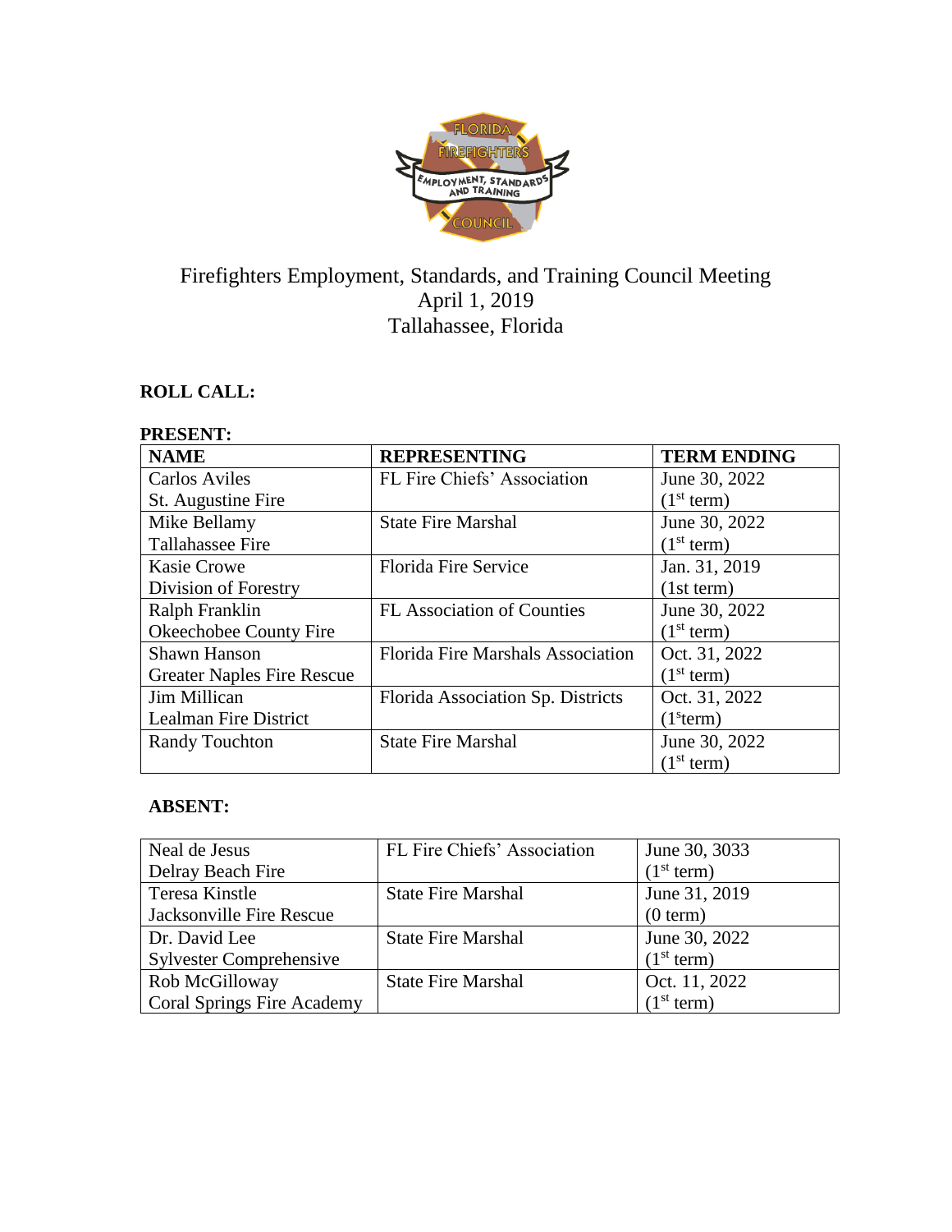Firefighters Employment, Standards, and Training Council Meeting
April 1, 2019
Tallahassee, Florida

**ROLL CALL:**

**PRESENT:**

| **NAME** | **REPRESENTING** | **TERM ENDING** |
|---|---|---|
| Carlos Aviles<br>St. Augustine Fire | FL Fire Chiefs' Association | June 30, 2022<br>(1st term) |
| Mike Bellamy<br>Tallahassee Fire | State Fire Marshal | June 30, 2022<br>(1st term) |
| Kasie Crowe<br>Division of Forestry | Florida Fire Service | Jan. 31, 2019<br>(1st term) |
| Ralph Franklin<br>Okeechobee County Fire | FL Association of Counties | June 30, 2022<br>(1st term) |
| Shawn Hanson<br>Greater Naples Fire Rescue | Florida Fire Marshals Association | Oct. 31, 2022<br>(1st term) |
| Jim Millican<br>Lealman Fire District | Florida Association Sp. Districts | Oct. 31, 2022<br>(1st term) |
| Randy Touchton | State Fire Marshal | June 30, 2022<br>(1st term) |

**ABSENT:**

| | | |
|---|---|---|
| Neal de Jesus<br>Delray Beach Fire | FL Fire Chiefs' Association | June 30, 3033<br>(1st term) |
| Teresa Kinstle<br>Jacksonville Fire Rescue | State Fire Marshal | June 31, 2019<br>(0 term) |
| Dr. David Lee<br>Sylvester Comprehensive | State Fire Marshal | June 30, 2022<br>(1st term) |
| Rob McGilloway<br>Coral Springs Fire Academy | State Fire Marshal | Oct. 11, 2022<br>(1st term) |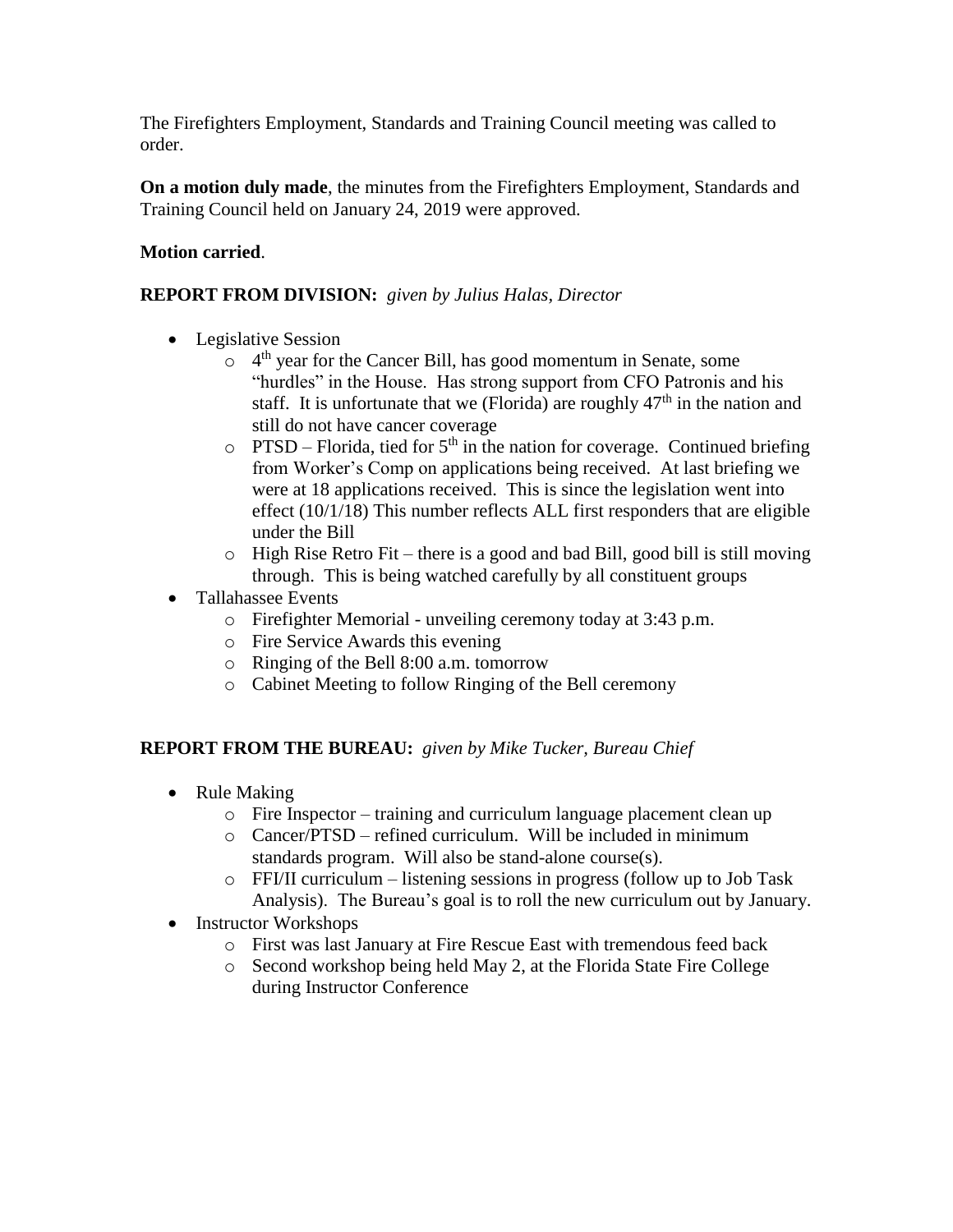The Firefighters Employment, Standards and Training Council meeting was called to order.

**On a motion duly made**, the minutes from the Firefighters Employment, Standards and Training Council held on January 24, 2019 were approved.

**Motion carried**.

**REPORT FROM DIVISION:** *given by Julius Halas, Director*

- Legislative Session
  - 4th year for the Cancer Bill, has good momentum in Senate, some "hurdles" in the House. Has strong support from CFO Patronis and his staff. It is unfortunate that we (Florida) are roughly 47th in the nation and still do not have cancer coverage
  - PTSD – Florida, tied for 5th in the nation for coverage. Continued briefing from Worker's Comp on applications being received. At last briefing we were at 18 applications received. This is since the legislation went into effect (10/1/18) This number reflects ALL first responders that are eligible under the Bill
  - High Rise Retro Fit – there is a good and bad Bill, good bill is still moving through. This is being watched carefully by all constituent groups
- Tallahassee Events
  - Firefighter Memorial - unveiling ceremony today at 3:43 p.m.
  - Fire Service Awards this evening
  - Ringing of the Bell 8:00 a.m. tomorrow
  - Cabinet Meeting to follow Ringing of the Bell ceremony

**REPORT FROM THE BUREAU:** *given by Mike Tucker, Bureau Chief*

- Rule Making
  - Fire Inspector – training and curriculum language placement clean up
  - Cancer/PTSD – refined curriculum. Will be included in minimum standards program. Will also be stand-alone course(s).
  - FFI/II curriculum – listening sessions in progress (follow up to Job Task Analysis). The Bureau's goal is to roll the new curriculum out by January.
- Instructor Workshops
  - First was last January at Fire Rescue East with tremendous feed back
  - Second workshop being held May 2, at the Florida State Fire College during Instructor Conference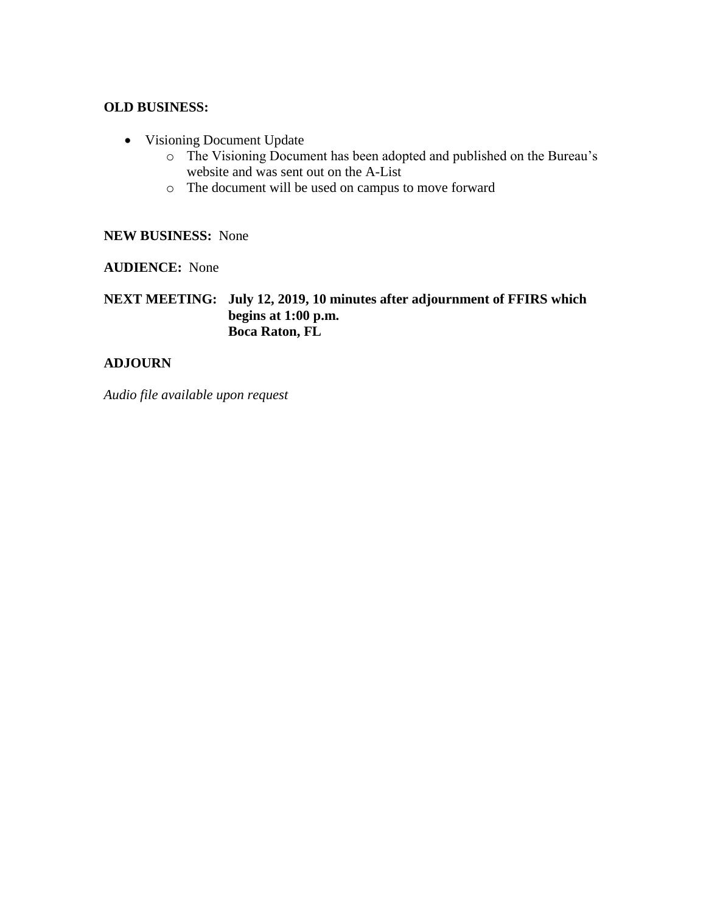**OLD BUSINESS:**

- Visioning Document Update
  - The Visioning Document has been adopted and published on the Bureau's website and was sent out on the A-List
  - The document will be used on campus to move forward

**NEW BUSINESS:** None

**AUDIENCE:** None

**NEXT MEETING:** **July 12, 2019, 10 minutes after adjournment of FFIRS which begins at 1:00 p.m.**
**Boca Raton, FL**

**ADJOURN**

*Audio file available upon request*